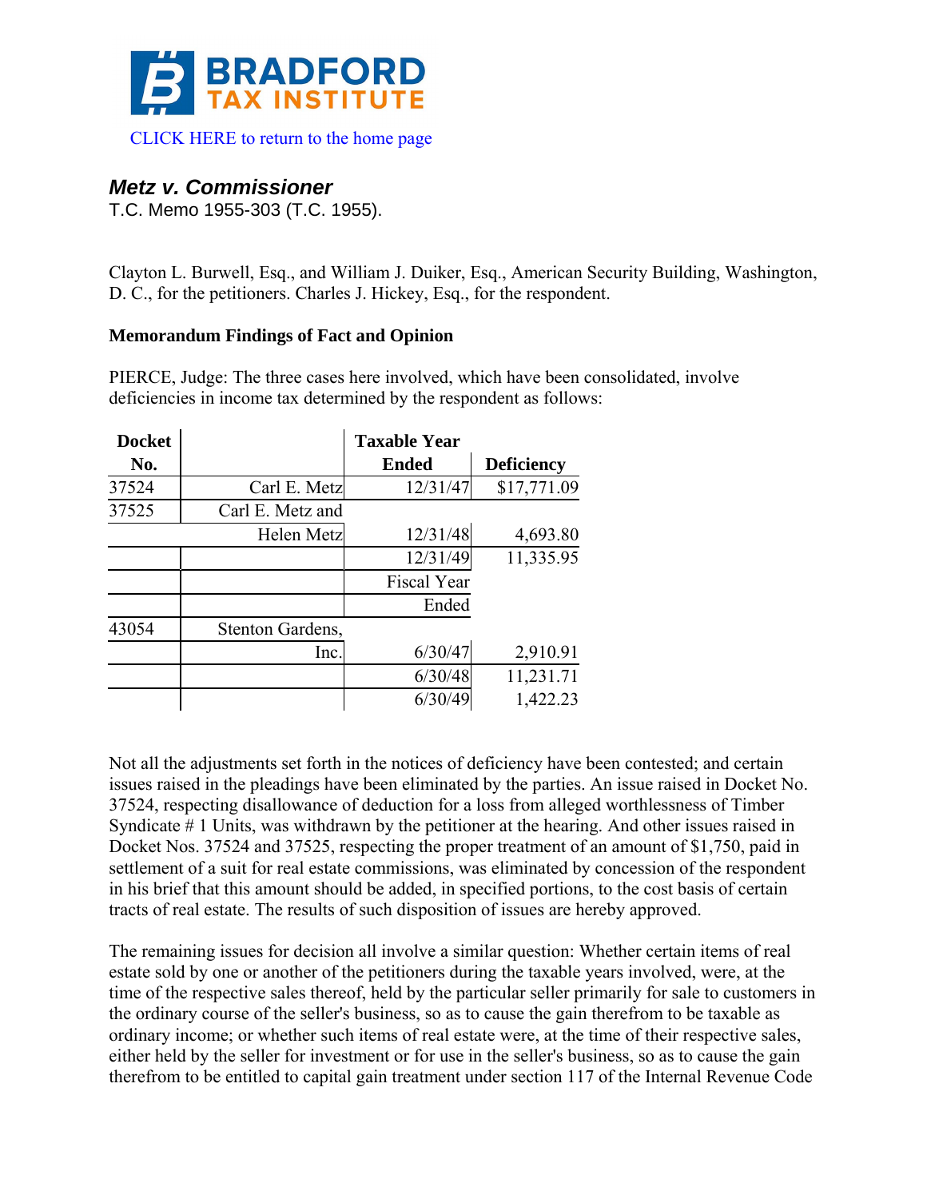# BRADFORD TAX INSTITUTE

CLICK HERE to return to the home page

## *Metz v. Commissioner*

T.C. Memo 1955-303 (T.C. 1955).

Clayton L. Burwell, Esq., and William J. Duiker, Esq., American Security Building, Washington, D. C., for the petitioners. Charles J. Hickey, Esq., for the respondent.

**Memorandum Findings of Fact and Opinion**

PIERCE, Judge: The three cases here involved, which have been consolidated, involve deficiencies in income tax determined by the respondent as follows:

| Docket No. | | Taxable Year Ended | Deficiency |
|---|---|---|---|
| 37524 | Carl E. Metz | 12/31/47 | $17,771.09 |
| 37525 | Carl E. Metz and Helen Metz | 12/31/48 | 4,693.80 |
| | | 12/31/49 | 11,335.95 |
| | | Fiscal Year Ended | |
| 43054 | Stenton Gardens, Inc. | 6/30/47 | 2,910.91 |
| | | 6/30/48 | 11,231.71 |
| | | 6/30/49 | 1,422.23 |

Not all the adjustments set forth in the notices of deficiency have been contested; and certain issues raised in the pleadings have been eliminated by the parties. An issue raised in Docket No. 37524, respecting disallowance of deduction for a loss from alleged worthlessness of Timber Syndicate # 1 Units, was withdrawn by the petitioner at the hearing. And other issues raised in Docket Nos. 37524 and 37525, respecting the proper treatment of an amount of $1,750, paid in settlement of a suit for real estate commissions, was eliminated by concession of the respondent in his brief that this amount should be added, in specified portions, to the cost basis of certain tracts of real estate. The results of such disposition of issues are hereby approved.

The remaining issues for decision all involve a similar question: Whether certain items of real estate sold by one or another of the petitioners during the taxable years involved, were, at the time of the respective sales thereof, held by the particular seller primarily for sale to customers in the ordinary course of the seller's business, so as to cause the gain therefrom to be taxable as ordinary income; or whether such items of real estate were, at the time of their respective sales, either held by the seller for investment or for use in the seller's business, so as to cause the gain therefrom to be entitled to capital gain treatment under section 117 of the Internal Revenue Code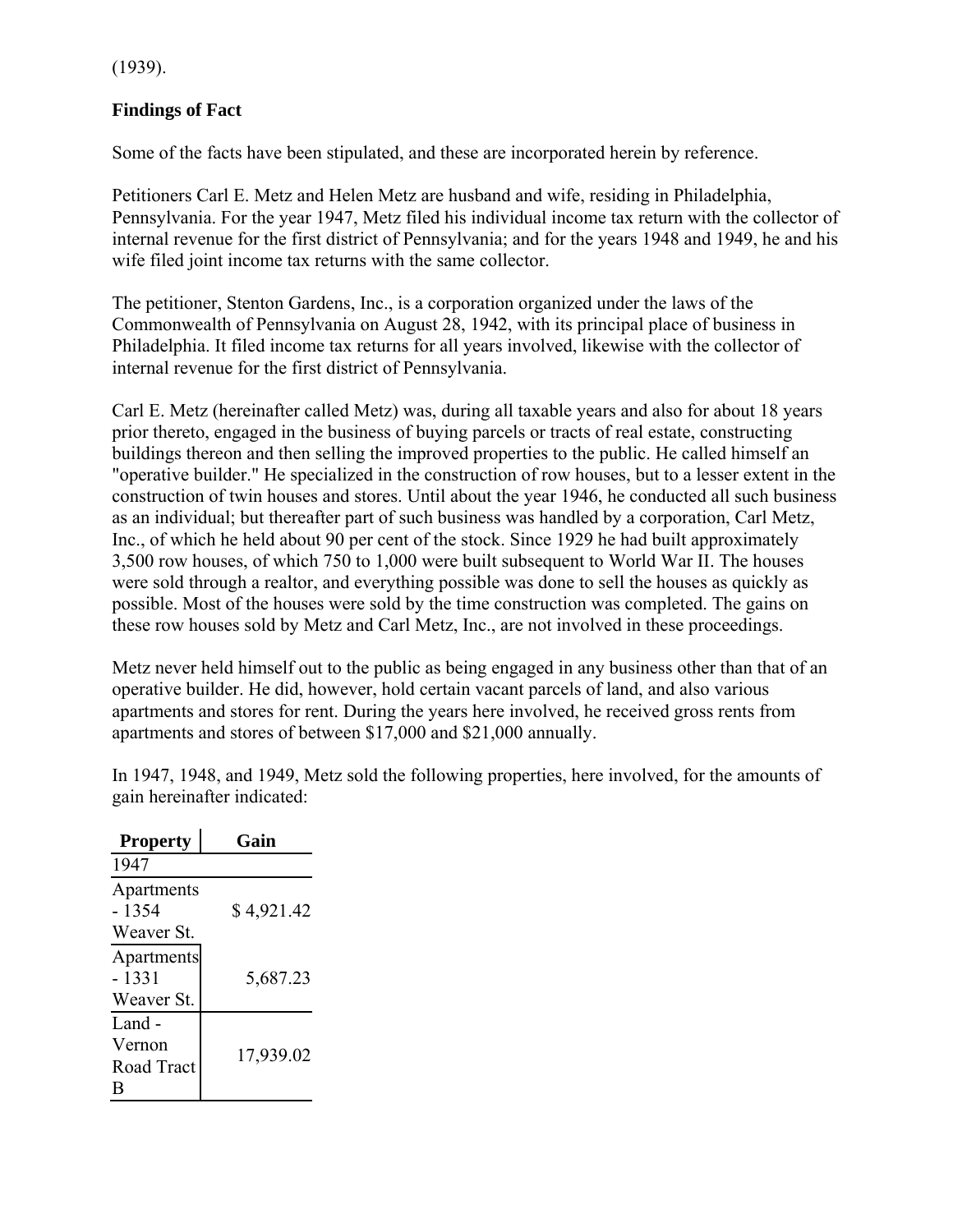(1939).

**Findings of Fact**

Some of the facts have been stipulated, and these are incorporated herein by reference.

Petitioners Carl E. Metz and Helen Metz are husband and wife, residing in Philadelphia, Pennsylvania. For the year 1947, Metz filed his individual income tax return with the collector of internal revenue for the first district of Pennsylvania; and for the years 1948 and 1949, he and his wife filed joint income tax returns with the same collector.

The petitioner, Stenton Gardens, Inc., is a corporation organized under the laws of the Commonwealth of Pennsylvania on August 28, 1942, with its principal place of business in Philadelphia. It filed income tax returns for all years involved, likewise with the collector of internal revenue for the first district of Pennsylvania.

Carl E. Metz (hereinafter called Metz) was, during all taxable years and also for about 18 years prior thereto, engaged in the business of buying parcels or tracts of real estate, constructing buildings thereon and then selling the improved properties to the public. He called himself an "operative builder." He specialized in the construction of row houses, but to a lesser extent in the construction of twin houses and stores. Until about the year 1946, he conducted all such business as an individual; but thereafter part of such business was handled by a corporation, Carl Metz, Inc., of which he held about 90 per cent of the stock. Since 1929 he had built approximately 3,500 row houses, of which 750 to 1,000 were built subsequent to World War II. The houses were sold through a realtor, and everything possible was done to sell the houses as quickly as possible. Most of the houses were sold by the time construction was completed. The gains on these row houses sold by Metz and Carl Metz, Inc., are not involved in these proceedings.

Metz never held himself out to the public as being engaged in any business other than that of an operative builder. He did, however, hold certain vacant parcels of land, and also various apartments and stores for rent. During the years here involved, he received gross rents from apartments and stores of between $17,000 and $21,000 annually.

In 1947, 1948, and 1949, Metz sold the following properties, here involved, for the amounts of gain hereinafter indicated:

| Property | Gain |
| --- | --- |
| 1947 | |
| Apartments - 1354 Weaver St. | $ 4,921.42 |
| Apartments - 1331 Weaver St. | 5,687.23 |
| Land - Vernon Road Tract B | 17,939.02 |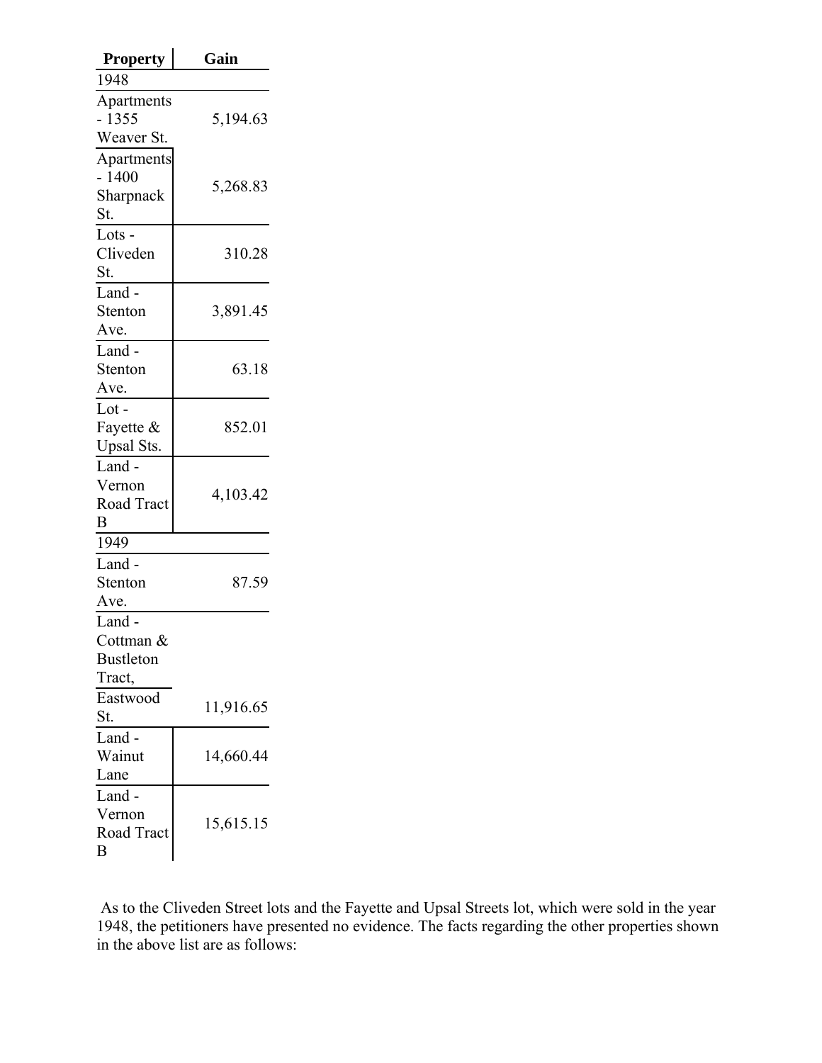| Property | Gain |
|---|---|
| 1948 | |
| Apartments - 1355 Weaver St. | 5,194.63 |
| Apartments - 1400 Sharpnack St. | 5,268.83 |
| Lots - Cliveden St. | 310.28 |
| Land - Stenton Ave. | 3,891.45 |
| Land - Stenton Ave. | 63.18 |
| Lot - Fayette & Upsal Sts. | 852.01 |
| Land - Vernon Road Tract B | 4,103.42 |
| 1949 | |
| Land - Stenton Ave. | 87.59 |
| Land - Cottman & Bustleton Tract, Eastwood St. | 11,916.65 |
| Land - Wainut Lane | 14,660.44 |
| Land - Vernon Road Tract B | 15,615.15 |

As to the Cliveden Street lots and the Fayette and Upsal Streets lot, which were sold in the year 1948, the petitioners have presented no evidence. The facts regarding the other properties shown in the above list are as follows: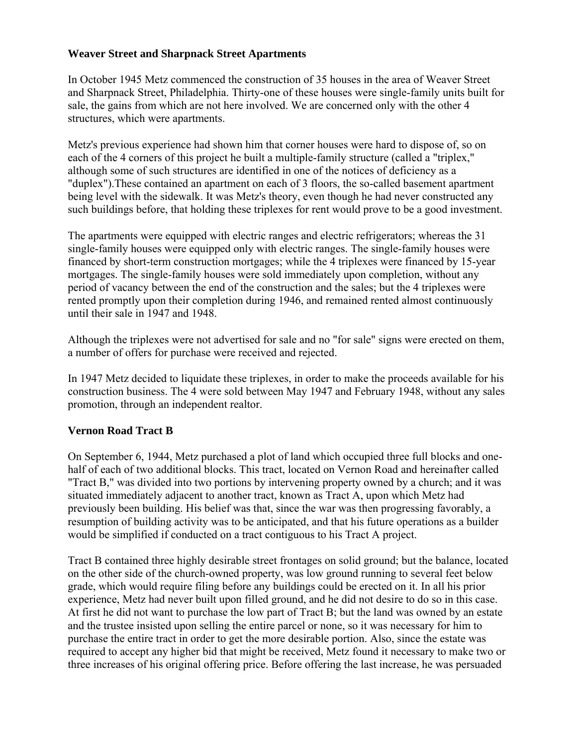**Weaver Street and Sharpnack Street Apartments**

In October 1945 Metz commenced the construction of 35 houses in the area of Weaver Street and Sharpnack Street, Philadelphia. Thirty-one of these houses were single-family units built for sale, the gains from which are not here involved. We are concerned only with the other 4 structures, which were apartments.

Metz's previous experience had shown him that corner houses were hard to dispose of, so on each of the 4 corners of this project he built a multiple-family structure (called a "triplex," although some of such structures are identified in one of the notices of deficiency as a "duplex").These contained an apartment on each of 3 floors, the so-called basement apartment being level with the sidewalk. It was Metz's theory, even though he had never constructed any such buildings before, that holding these triplexes for rent would prove to be a good investment.

The apartments were equipped with electric ranges and electric refrigerators; whereas the 31 single-family houses were equipped only with electric ranges. The single-family houses were financed by short-term construction mortgages; while the 4 triplexes were financed by 15-year mortgages. The single-family houses were sold immediately upon completion, without any period of vacancy between the end of the construction and the sales; but the 4 triplexes were rented promptly upon their completion during 1946, and remained rented almost continuously until their sale in 1947 and 1948.

Although the triplexes were not advertised for sale and no "for sale" signs were erected on them, a number of offers for purchase were received and rejected.

In 1947 Metz decided to liquidate these triplexes, in order to make the proceeds available for his construction business. The 4 were sold between May 1947 and February 1948, without any sales promotion, through an independent realtor.

**Vernon Road Tract B**

On September 6, 1944, Metz purchased a plot of land which occupied three full blocks and one-half of each of two additional blocks. This tract, located on Vernon Road and hereinafter called "Tract B," was divided into two portions by intervening property owned by a church; and it was situated immediately adjacent to another tract, known as Tract A, upon which Metz had previously been building. His belief was that, since the war was then progressing favorably, a resumption of building activity was to be anticipated, and that his future operations as a builder would be simplified if conducted on a tract contiguous to his Tract A project.

Tract B contained three highly desirable street frontages on solid ground; but the balance, located on the other side of the church-owned property, was low ground running to several feet below grade, which would require filing before any buildings could be erected on it. In all his prior experience, Metz had never built upon filled ground, and he did not desire to do so in this case. At first he did not want to purchase the low part of Tract B; but the land was owned by an estate and the trustee insisted upon selling the entire parcel or none, so it was necessary for him to purchase the entire tract in order to get the more desirable portion. Also, since the estate was required to accept any higher bid that might be received, Metz found it necessary to make two or three increases of his original offering price. Before offering the last increase, he was persuaded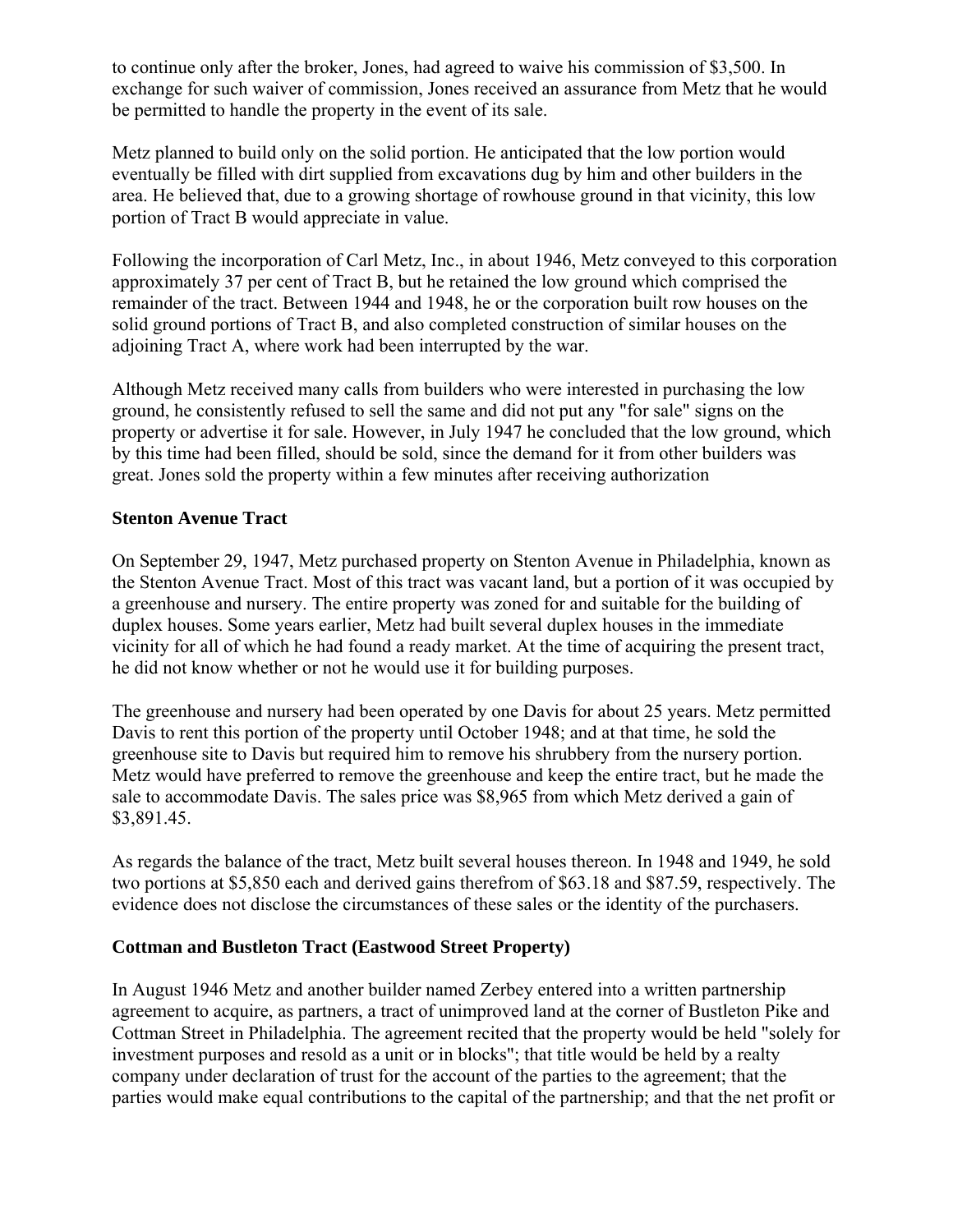to continue only after the broker, Jones, had agreed to waive his commission of $3,500. In exchange for such waiver of commission, Jones received an assurance from Metz that he would be permitted to handle the property in the event of its sale.

Metz planned to build only on the solid portion. He anticipated that the low portion would eventually be filled with dirt supplied from excavations dug by him and other builders in the area. He believed that, due to a growing shortage of rowhouse ground in that vicinity, this low portion of Tract B would appreciate in value.

Following the incorporation of Carl Metz, Inc., in about 1946, Metz conveyed to this corporation approximately 37 per cent of Tract B, but he retained the low ground which comprised the remainder of the tract. Between 1944 and 1948, he or the corporation built row houses on the solid ground portions of Tract B, and also completed construction of similar houses on the adjoining Tract A, where work had been interrupted by the war.

Although Metz received many calls from builders who were interested in purchasing the low ground, he consistently refused to sell the same and did not put any "for sale" signs on the property or advertise it for sale. However, in July 1947 he concluded that the low ground, which by this time had been filled, should be sold, since the demand for it from other builders was great. Jones sold the property within a few minutes after receiving authorization

### Stenton Avenue Tract

On September 29, 1947, Metz purchased property on Stenton Avenue in Philadelphia, known as the Stenton Avenue Tract. Most of this tract was vacant land, but a portion of it was occupied by a greenhouse and nursery. The entire property was zoned for and suitable for the building of duplex houses. Some years earlier, Metz had built several duplex houses in the immediate vicinity for all of which he had found a ready market. At the time of acquiring the present tract, he did not know whether or not he would use it for building purposes.

The greenhouse and nursery had been operated by one Davis for about 25 years. Metz permitted Davis to rent this portion of the property until October 1948; and at that time, he sold the greenhouse site to Davis but required him to remove his shrubbery from the nursery portion. Metz would have preferred to remove the greenhouse and keep the entire tract, but he made the sale to accommodate Davis. The sales price was $8,965 from which Metz derived a gain of $3,891.45.

As regards the balance of the tract, Metz built several houses thereon. In 1948 and 1949, he sold two portions at $5,850 each and derived gains therefrom of $63.18 and $87.59, respectively. The evidence does not disclose the circumstances of these sales or the identity of the purchasers.

### Cottman and Bustleton Tract (Eastwood Street Property)

In August 1946 Metz and another builder named Zerbey entered into a written partnership agreement to acquire, as partners, a tract of unimproved land at the corner of Bustleton Pike and Cottman Street in Philadelphia. The agreement recited that the property would be held "solely for investment purposes and resold as a unit or in blocks"; that title would be held by a realty company under declaration of trust for the account of the parties to the agreement; that the parties would make equal contributions to the capital of the partnership; and that the net profit or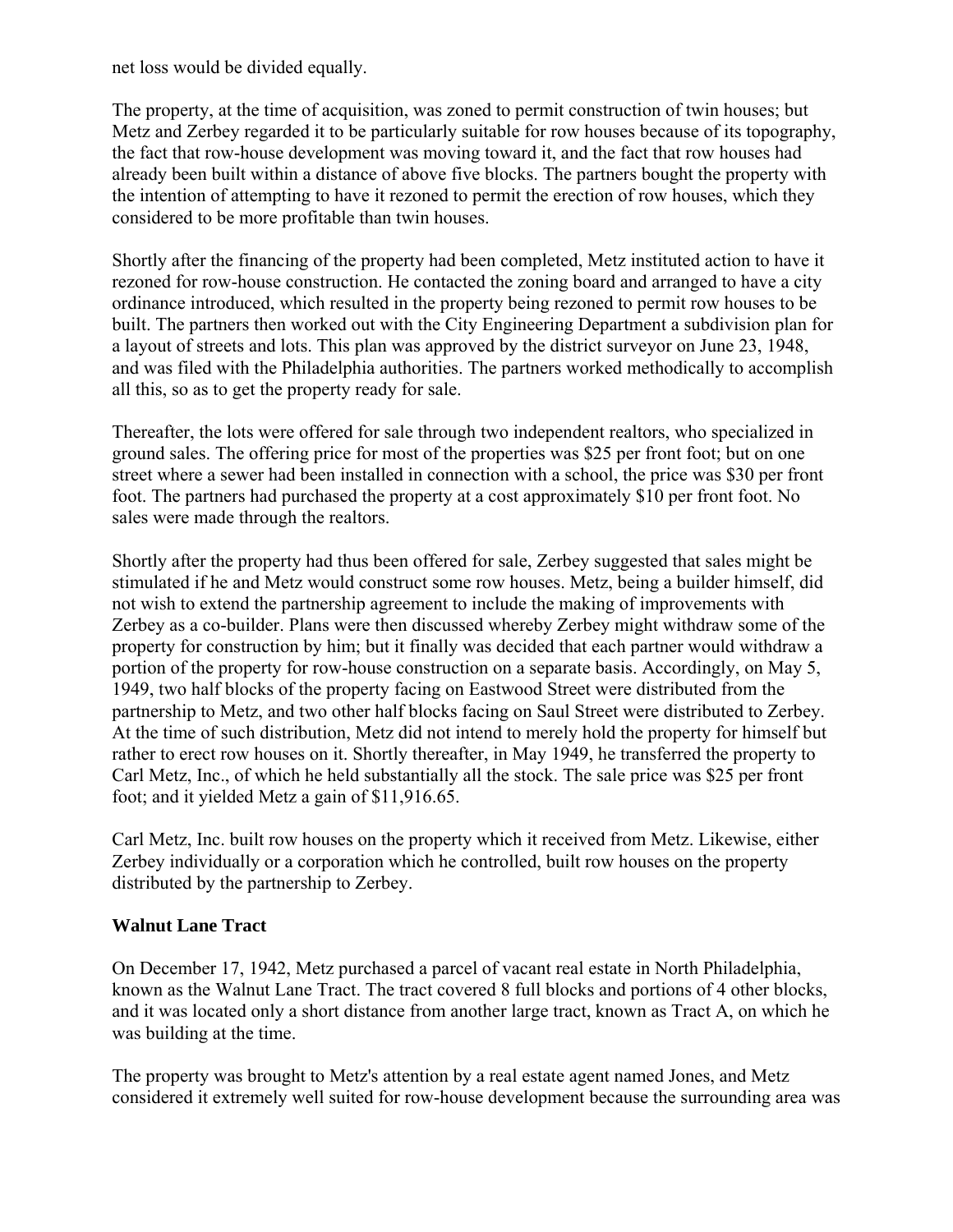net loss would be divided equally.

The property, at the time of acquisition, was zoned to permit construction of twin houses; but Metz and Zerbey regarded it to be particularly suitable for row houses because of its topography, the fact that row-house development was moving toward it, and the fact that row houses had already been built within a distance of above five blocks. The partners bought the property with the intention of attempting to have it rezoned to permit the erection of row houses, which they considered to be more profitable than twin houses.

Shortly after the financing of the property had been completed, Metz instituted action to have it rezoned for row-house construction. He contacted the zoning board and arranged to have a city ordinance introduced, which resulted in the property being rezoned to permit row houses to be built. The partners then worked out with the City Engineering Department a subdivision plan for a layout of streets and lots. This plan was approved by the district surveyor on June 23, 1948, and was filed with the Philadelphia authorities. The partners worked methodically to accomplish all this, so as to get the property ready for sale.

Thereafter, the lots were offered for sale through two independent realtors, who specialized in ground sales. The offering price for most of the properties was $25 per front foot; but on one street where a sewer had been installed in connection with a school, the price was $30 per front foot. The partners had purchased the property at a cost approximately $10 per front foot. No sales were made through the realtors.

Shortly after the property had thus been offered for sale, Zerbey suggested that sales might be stimulated if he and Metz would construct some row houses. Metz, being a builder himself, did not wish to extend the partnership agreement to include the making of improvements with Zerbey as a co-builder. Plans were then discussed whereby Zerbey might withdraw some of the property for construction by him; but it finally was decided that each partner would withdraw a portion of the property for row-house construction on a separate basis. Accordingly, on May 5, 1949, two half blocks of the property facing on Eastwood Street were distributed from the partnership to Metz, and two other half blocks facing on Saul Street were distributed to Zerbey. At the time of such distribution, Metz did not intend to merely hold the property for himself but rather to erect row houses on it. Shortly thereafter, in May 1949, he transferred the property to Carl Metz, Inc., of which he held substantially all the stock. The sale price was $25 per front foot; and it yielded Metz a gain of $11,916.65.

Carl Metz, Inc. built row houses on the property which it received from Metz. Likewise, either Zerbey individually or a corporation which he controlled, built row houses on the property distributed by the partnership to Zerbey.

### Walnut Lane Tract

On December 17, 1942, Metz purchased a parcel of vacant real estate in North Philadelphia, known as the Walnut Lane Tract. The tract covered 8 full blocks and portions of 4 other blocks, and it was located only a short distance from another large tract, known as Tract A, on which he was building at the time.

The property was brought to Metz's attention by a real estate agent named Jones, and Metz considered it extremely well suited for row-house development because the surrounding area was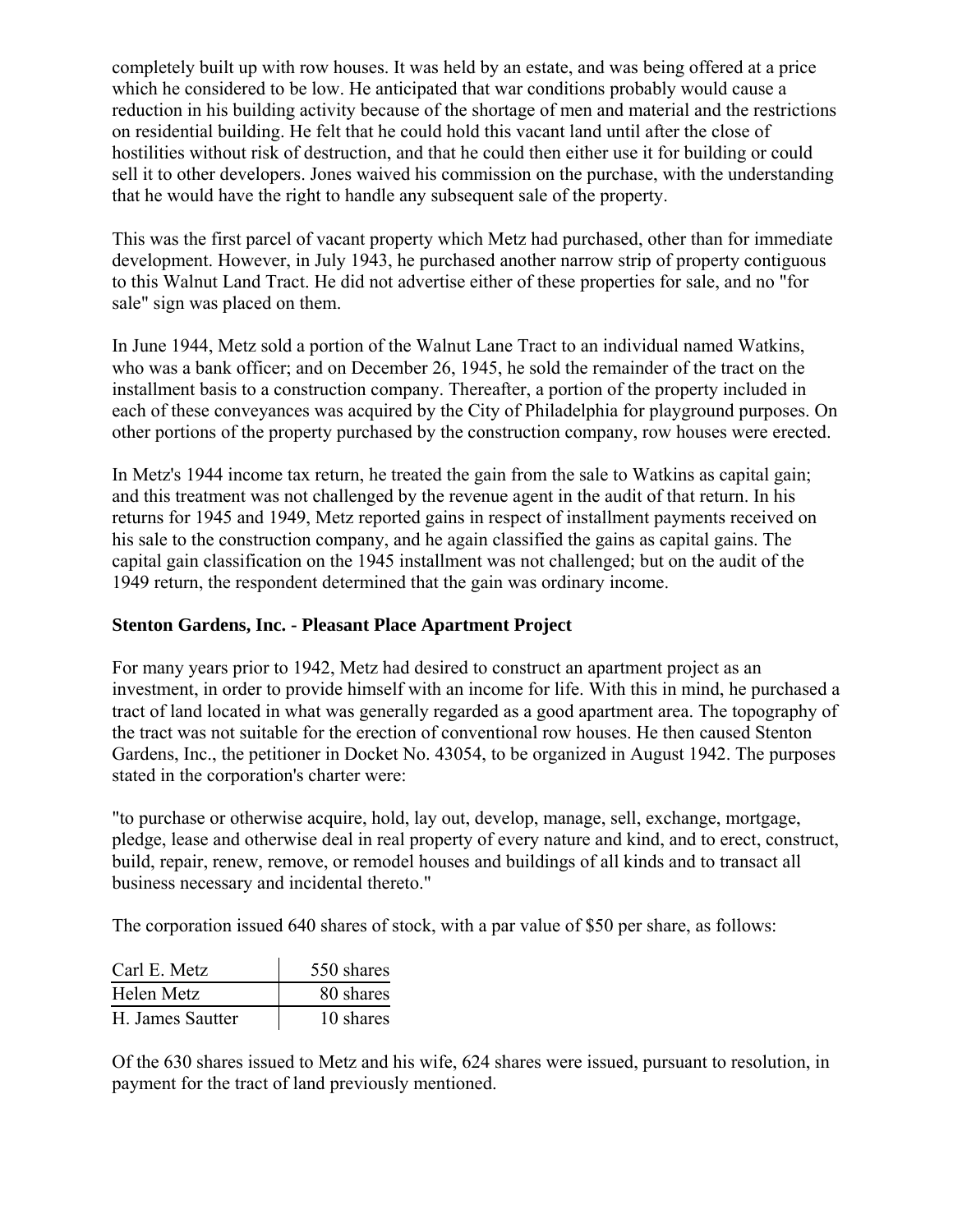completely built up with row houses. It was held by an estate, and was being offered at a price which he considered to be low. He anticipated that war conditions probably would cause a reduction in his building activity because of the shortage of men and material and the restrictions on residential building. He felt that he could hold this vacant land until after the close of hostilities without risk of destruction, and that he could then either use it for building or could sell it to other developers. Jones waived his commission on the purchase, with the understanding that he would have the right to handle any subsequent sale of the property.

This was the first parcel of vacant property which Metz had purchased, other than for immediate development. However, in July 1943, he purchased another narrow strip of property contiguous to this Walnut Land Tract. He did not advertise either of these properties for sale, and no "for sale" sign was placed on them.

In June 1944, Metz sold a portion of the Walnut Lane Tract to an individual named Watkins, who was a bank officer; and on December 26, 1945, he sold the remainder of the tract on the installment basis to a construction company. Thereafter, a portion of the property included in each of these conveyances was acquired by the City of Philadelphia for playground purposes. On other portions of the property purchased by the construction company, row houses were erected.

In Metz's 1944 income tax return, he treated the gain from the sale to Watkins as capital gain; and this treatment was not challenged by the revenue agent in the audit of that return. In his returns for 1945 and 1949, Metz reported gains in respect of installment payments received on his sale to the construction company, and he again classified the gains as capital gains. The capital gain classification on the 1945 installment was not challenged; but on the audit of the 1949 return, the respondent determined that the gain was ordinary income.

**Stenton Gardens, Inc. - Pleasant Place Apartment Project**

For many years prior to 1942, Metz had desired to construct an apartment project as an investment, in order to provide himself with an income for life. With this in mind, he purchased a tract of land located in what was generally regarded as a good apartment area. The topography of the tract was not suitable for the erection of conventional row houses. He then caused Stenton Gardens, Inc., the petitioner in Docket No. 43054, to be organized in August 1942. The purposes stated in the corporation's charter were:

"to purchase or otherwise acquire, hold, lay out, develop, manage, sell, exchange, mortgage, pledge, lease and otherwise deal in real property of every nature and kind, and to erect, construct, build, repair, renew, remove, or remodel houses and buildings of all kinds and to transact all business necessary and incidental thereto."

The corporation issued 640 shares of stock, with a par value of $50 per share, as follows:

| | |
|---|---|
| Carl E. Metz | 550 shares |
| Helen Metz | 80 shares |
| H. James Sautter | 10 shares |

Of the 630 shares issued to Metz and his wife, 624 shares were issued, pursuant to resolution, in payment for the tract of land previously mentioned.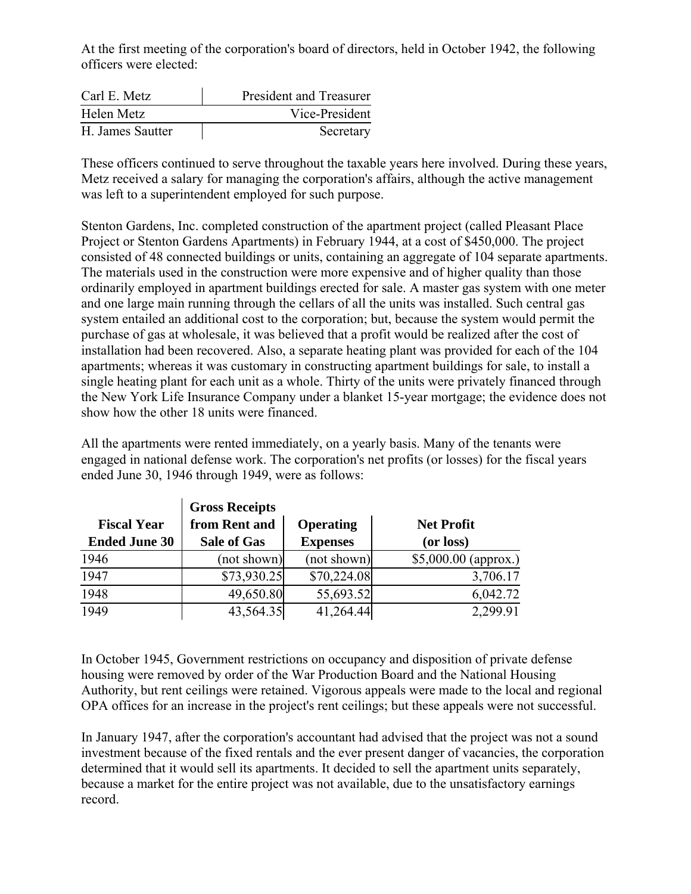At the first meeting of the corporation's board of directors, held in October 1942, the following officers were elected:

| | |
|---|---|
| Carl E. Metz | President and Treasurer |
| Helen Metz | Vice-President |
| H. James Sautter | Secretary |

These officers continued to serve throughout the taxable years here involved. During these years, Metz received a salary for managing the corporation's affairs, although the active management was left to a superintendent employed for such purpose.

Stenton Gardens, Inc. completed construction of the apartment project (called Pleasant Place Project or Stenton Gardens Apartments) in February 1944, at a cost of $450,000. The project consisted of 48 connected buildings or units, containing an aggregate of 104 separate apartments. The materials used in the construction were more expensive and of higher quality than those ordinarily employed in apartment buildings erected for sale. A master gas system with one meter and one large main running through the cellars of all the units was installed. Such central gas system entailed an additional cost to the corporation; but, because the system would permit the purchase of gas at wholesale, it was believed that a profit would be realized after the cost of installation had been recovered. Also, a separate heating plant was provided for each of the 104 apartments; whereas it was customary in constructing apartment buildings for sale, to install a single heating plant for each unit as a whole. Thirty of the units were privately financed through the New York Life Insurance Company under a blanket 15-year mortgage; the evidence does not show how the other 18 units were financed.

All the apartments were rented immediately, on a yearly basis. Many of the tenants were engaged in national defense work. The corporation's net profits (or losses) for the fiscal years ended June 30, 1946 through 1949, were as follows:

| Fiscal Year Ended June 30 | Gross Receipts from Rent and Sale of Gas | Operating Expenses | Net Profit (or loss) |
|---|---|---|---|
| 1946 | (not shown) | (not shown) | $5,000.00 (approx.) |
| 1947 | $73,930.25 | $70,224.08 | 3,706.17 |
| 1948 | 49,650.80 | 55,693.52 | 6,042.72 |
| 1949 | 43,564.35 | 41,264.44 | 2,299.91 |

In October 1945, Government restrictions on occupancy and disposition of private defense housing were removed by order of the War Production Board and the National Housing Authority, but rent ceilings were retained. Vigorous appeals were made to the local and regional OPA offices for an increase in the project's rent ceilings; but these appeals were not successful.

In January 1947, after the corporation's accountant had advised that the project was not a sound investment because of the fixed rentals and the ever present danger of vacancies, the corporation determined that it would sell its apartments. It decided to sell the apartment units separately, because a market for the entire project was not available, due to the unsatisfactory earnings record.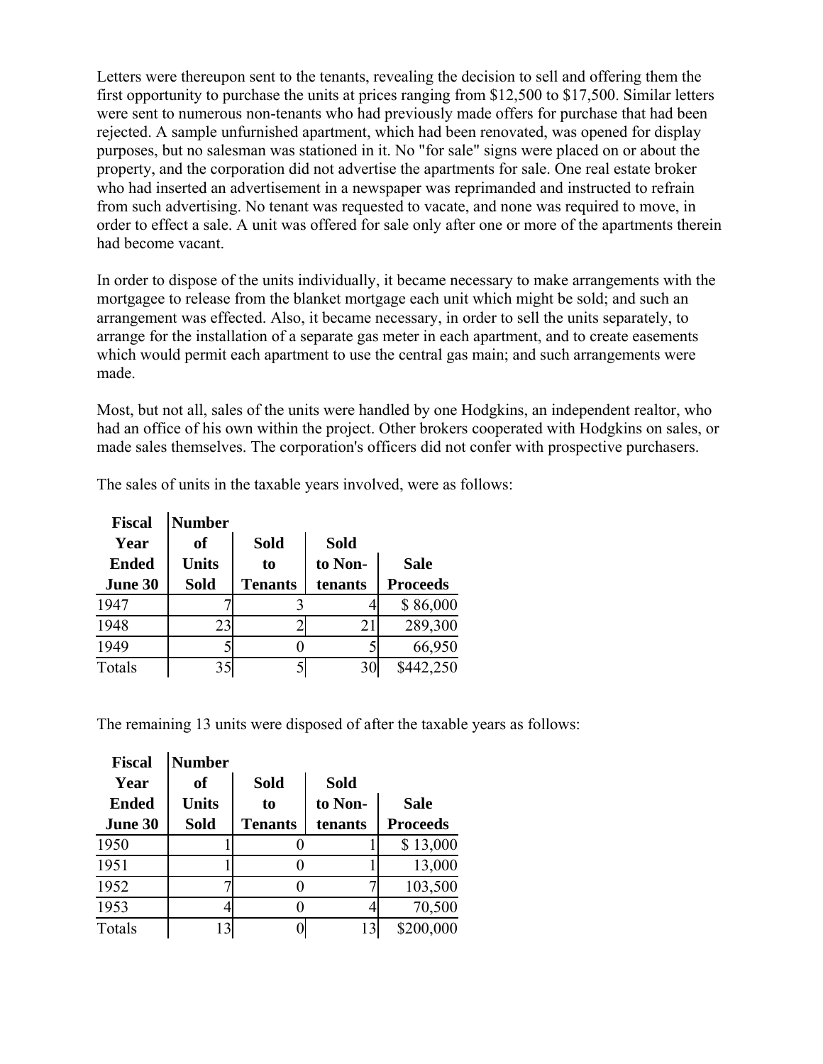Letters were thereupon sent to the tenants, revealing the decision to sell and offering them the first opportunity to purchase the units at prices ranging from $12,500 to $17,500. Similar letters were sent to numerous non-tenants who had previously made offers for purchase that had been rejected. A sample unfurnished apartment, which had been renovated, was opened for display purposes, but no salesman was stationed in it. No "for sale" signs were placed on or about the property, and the corporation did not advertise the apartments for sale. One real estate broker who had inserted an advertisement in a newspaper was reprimanded and instructed to refrain from such advertising. No tenant was requested to vacate, and none was required to move, in order to effect a sale. A unit was offered for sale only after one or more of the apartments therein had become vacant.

In order to dispose of the units individually, it became necessary to make arrangements with the mortgagee to release from the blanket mortgage each unit which might be sold; and such an arrangement was effected. Also, it became necessary, in order to sell the units separately, to arrange for the installation of a separate gas meter in each apartment, and to create easements which would permit each apartment to use the central gas main; and such arrangements were made.

Most, but not all, sales of the units were handled by one Hodgkins, an independent realtor, who had an office of his own within the project. Other brokers cooperated with Hodgkins on sales, or made sales themselves. The corporation's officers did not confer with prospective purchasers.

The sales of units in the taxable years involved, were as follows:

| Fiscal Year Ended June 30 | Number of Units Sold | Sold to Tenants | Sold to Non-tenants | Sale Proceeds |
|---|---|---|---|---|
| 1947 | 7 | 3 | 4 | $ 86,000 |
| 1948 | 23 | 2 | 21 | 289,300 |
| 1949 | 5 | 0 | 5 | 66,950 |
| Totals | 35 | 5 | 30 | $442,250 |

The remaining 13 units were disposed of after the taxable years as follows:

| Fiscal Year Ended June 30 | Number of Units Sold | Sold to Tenants | Sold to Non-tenants | Sale Proceeds |
|---|---|---|---|---|
| 1950 | 1 | 0 | 1 | $ 13,000 |
| 1951 | 1 | 0 | 1 | 13,000 |
| 1952 | 7 | 0 | 7 | 103,500 |
| 1953 | 4 | 0 | 4 | 70,500 |
| Totals | 13 | 0 | 13 | $200,000 |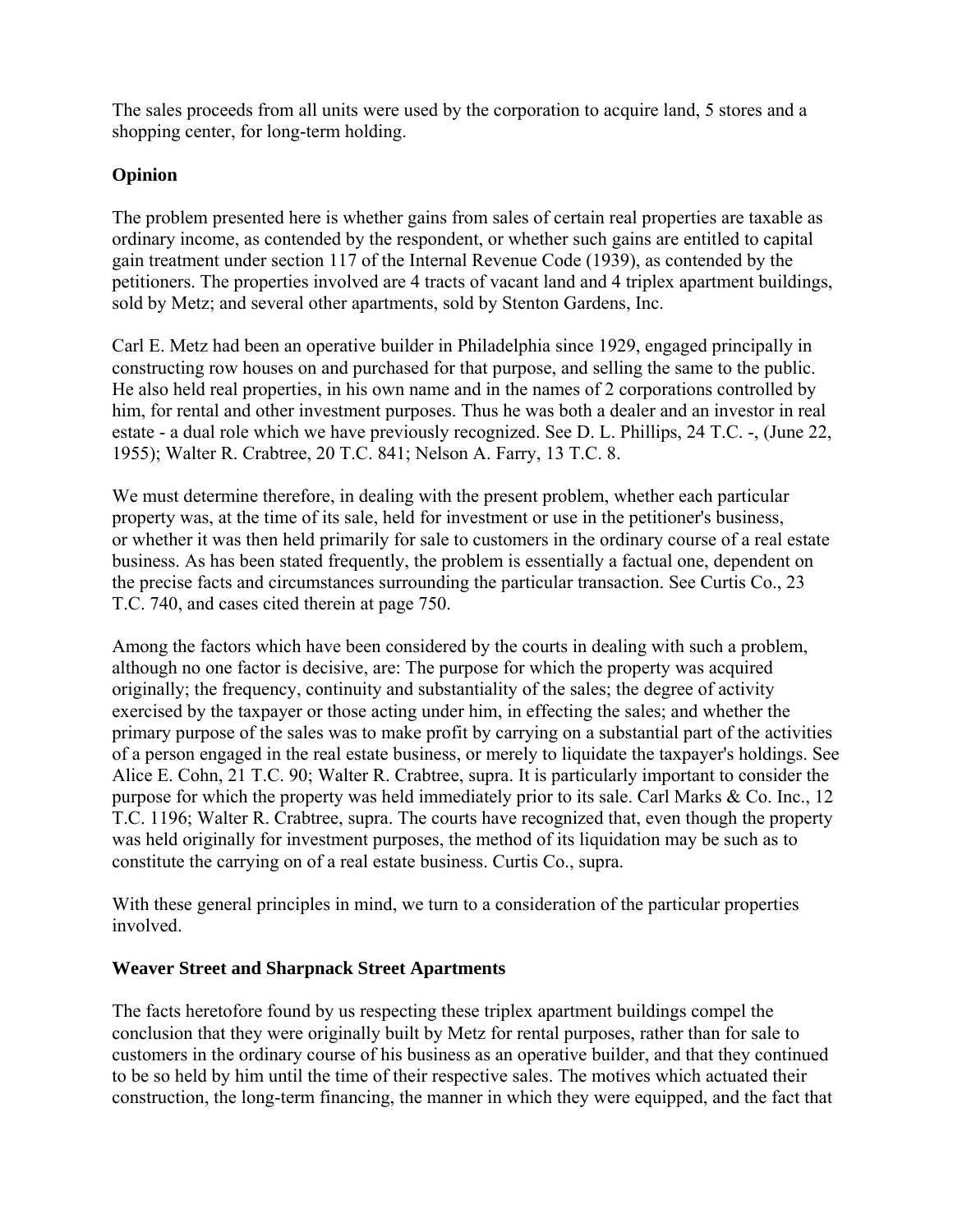The sales proceeds from all units were used by the corporation to acquire land, 5 stores and a shopping center, for long-term holding.

**Opinion**

The problem presented here is whether gains from sales of certain real properties are taxable as ordinary income, as contended by the respondent, or whether such gains are entitled to capital gain treatment under section 117 of the Internal Revenue Code (1939), as contended by the petitioners. The properties involved are 4 tracts of vacant land and 4 triplex apartment buildings, sold by Metz; and several other apartments, sold by Stenton Gardens, Inc.

Carl E. Metz had been an operative builder in Philadelphia since 1929, engaged principally in constructing row houses on and purchased for that purpose, and selling the same to the public. He also held real properties, in his own name and in the names of 2 corporations controlled by him, for rental and other investment purposes. Thus he was both a dealer and an investor in real estate - a dual role which we have previously recognized. See D. L. Phillips, 24 T.C. -, (June 22, 1955); Walter R. Crabtree, 20 T.C. 841; Nelson A. Farry, 13 T.C. 8.

We must determine therefore, in dealing with the present problem, whether each particular property was, at the time of its sale, held for investment or use in the petitioner's business, or whether it was then held primarily for sale to customers in the ordinary course of a real estate business. As has been stated frequently, the problem is essentially a factual one, dependent on the precise facts and circumstances surrounding the particular transaction. See Curtis Co., 23 T.C. 740, and cases cited therein at page 750.

Among the factors which have been considered by the courts in dealing with such a problem, although no one factor is decisive, are: The purpose for which the property was acquired originally; the frequency, continuity and substantiality of the sales; the degree of activity exercised by the taxpayer or those acting under him, in effecting the sales; and whether the primary purpose of the sales was to make profit by carrying on a substantial part of the activities of a person engaged in the real estate business, or merely to liquidate the taxpayer's holdings. See Alice E. Cohn, 21 T.C. 90; Walter R. Crabtree, supra. It is particularly important to consider the purpose for which the property was held immediately prior to its sale. Carl Marks & Co. Inc., 12 T.C. 1196; Walter R. Crabtree, supra. The courts have recognized that, even though the property was held originally for investment purposes, the method of its liquidation may be such as to constitute the carrying on of a real estate business. Curtis Co., supra.

With these general principles in mind, we turn to a consideration of the particular properties involved.

**Weaver Street and Sharpnack Street Apartments**

The facts heretofore found by us respecting these triplex apartment buildings compel the conclusion that they were originally built by Metz for rental purposes, rather than for sale to customers in the ordinary course of his business as an operative builder, and that they continued to be so held by him until the time of their respective sales. The motives which actuated their construction, the long-term financing, the manner in which they were equipped, and the fact that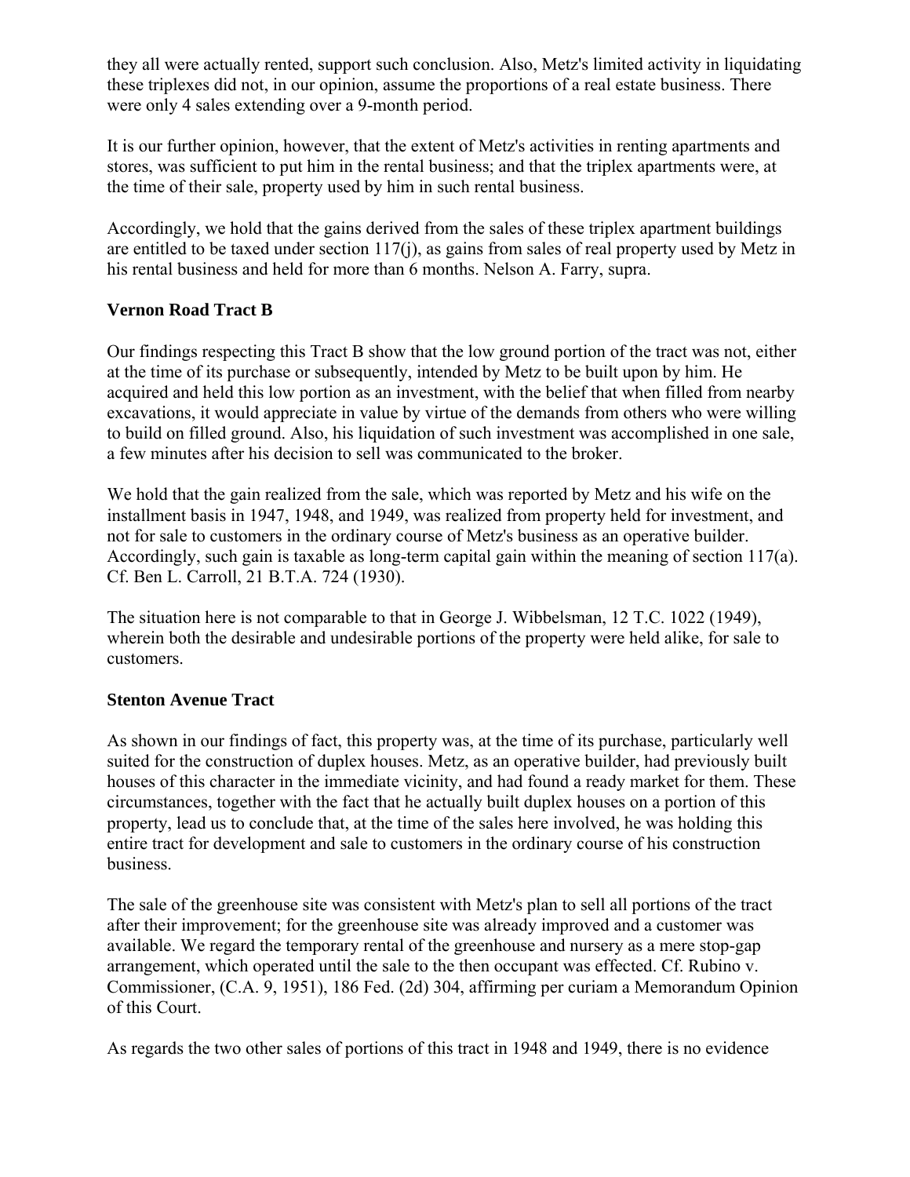they all were actually rented, support such conclusion. Also, Metz's limited activity in liquidating these triplexes did not, in our opinion, assume the proportions of a real estate business. There were only 4 sales extending over a 9-month period.

It is our further opinion, however, that the extent of Metz's activities in renting apartments and stores, was sufficient to put him in the rental business; and that the triplex apartments were, at the time of their sale, property used by him in such rental business.

Accordingly, we hold that the gains derived from the sales of these triplex apartment buildings are entitled to be taxed under section 117(j), as gains from sales of real property used by Metz in his rental business and held for more than 6 months. Nelson A. Farry, supra.

**Vernon Road Tract B**

Our findings respecting this Tract B show that the low ground portion of the tract was not, either at the time of its purchase or subsequently, intended by Metz to be built upon by him. He acquired and held this low portion as an investment, with the belief that when filled from nearby excavations, it would appreciate in value by virtue of the demands from others who were willing to build on filled ground. Also, his liquidation of such investment was accomplished in one sale, a few minutes after his decision to sell was communicated to the broker.

We hold that the gain realized from the sale, which was reported by Metz and his wife on the installment basis in 1947, 1948, and 1949, was realized from property held for investment, and not for sale to customers in the ordinary course of Metz's business as an operative builder. Accordingly, such gain is taxable as long-term capital gain within the meaning of section 117(a). Cf. Ben L. Carroll, 21 B.T.A. 724 (1930).

The situation here is not comparable to that in George J. Wibbelsman, 12 T.C. 1022 (1949), wherein both the desirable and undesirable portions of the property were held alike, for sale to customers.

**Stenton Avenue Tract**

As shown in our findings of fact, this property was, at the time of its purchase, particularly well suited for the construction of duplex houses. Metz, as an operative builder, had previously built houses of this character in the immediate vicinity, and had found a ready market for them. These circumstances, together with the fact that he actually built duplex houses on a portion of this property, lead us to conclude that, at the time of the sales here involved, he was holding this entire tract for development and sale to customers in the ordinary course of his construction business.

The sale of the greenhouse site was consistent with Metz's plan to sell all portions of the tract after their improvement; for the greenhouse site was already improved and a customer was available. We regard the temporary rental of the greenhouse and nursery as a mere stop-gap arrangement, which operated until the sale to the then occupant was effected. Cf. Rubino v. Commissioner, (C.A. 9, 1951), 186 Fed. (2d) 304, affirming per curiam a Memorandum Opinion of this Court.

As regards the two other sales of portions of this tract in 1948 and 1949, there is no evidence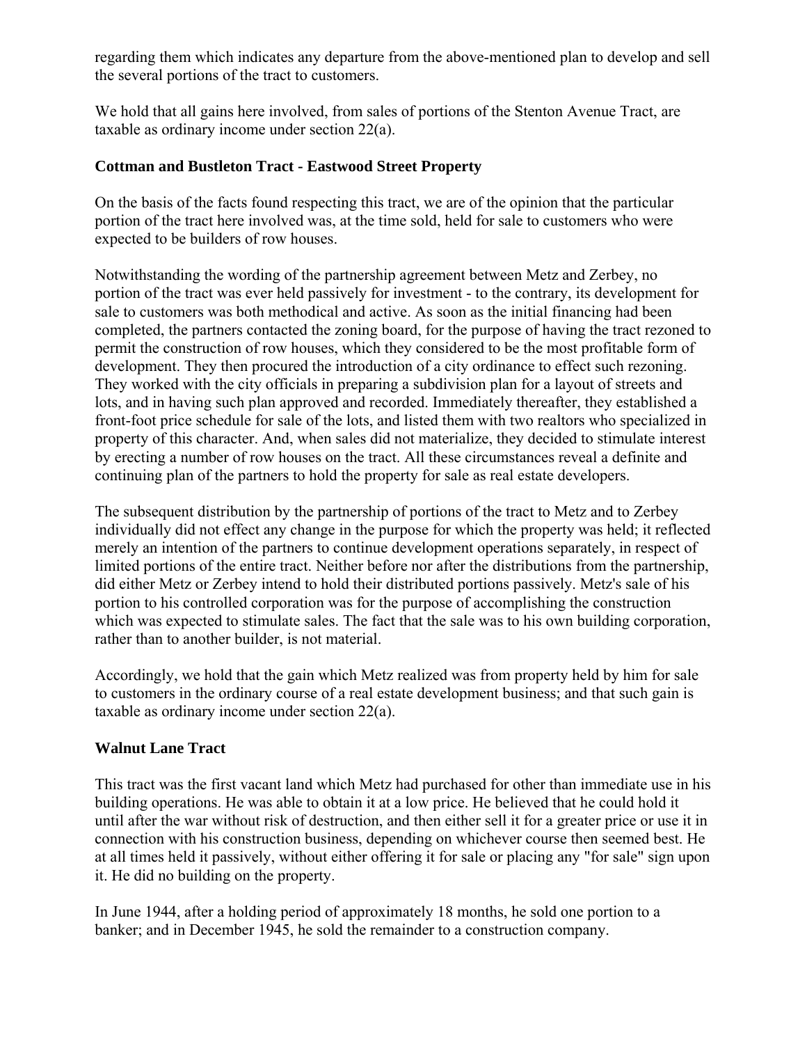regarding them which indicates any departure from the above-mentioned plan to develop and sell the several portions of the tract to customers.

We hold that all gains here involved, from sales of portions of the Stenton Avenue Tract, are taxable as ordinary income under section 22(a).

**Cottman and Bustleton Tract - Eastwood Street Property**

On the basis of the facts found respecting this tract, we are of the opinion that the particular portion of the tract here involved was, at the time sold, held for sale to customers who were expected to be builders of row houses.

Notwithstanding the wording of the partnership agreement between Metz and Zerbey, no portion of the tract was ever held passively for investment - to the contrary, its development for sale to customers was both methodical and active. As soon as the initial financing had been completed, the partners contacted the zoning board, for the purpose of having the tract rezoned to permit the construction of row houses, which they considered to be the most profitable form of development. They then procured the introduction of a city ordinance to effect such rezoning. They worked with the city officials in preparing a subdivision plan for a layout of streets and lots, and in having such plan approved and recorded. Immediately thereafter, they established a front-foot price schedule for sale of the lots, and listed them with two realtors who specialized in property of this character. And, when sales did not materialize, they decided to stimulate interest by erecting a number of row houses on the tract. All these circumstances reveal a definite and continuing plan of the partners to hold the property for sale as real estate developers.

The subsequent distribution by the partnership of portions of the tract to Metz and to Zerbey individually did not effect any change in the purpose for which the property was held; it reflected merely an intention of the partners to continue development operations separately, in respect of limited portions of the entire tract. Neither before nor after the distributions from the partnership, did either Metz or Zerbey intend to hold their distributed portions passively. Metz's sale of his portion to his controlled corporation was for the purpose of accomplishing the construction which was expected to stimulate sales. The fact that the sale was to his own building corporation, rather than to another builder, is not material.

Accordingly, we hold that the gain which Metz realized was from property held by him for sale to customers in the ordinary course of a real estate development business; and that such gain is taxable as ordinary income under section 22(a).

**Walnut Lane Tract**

This tract was the first vacant land which Metz had purchased for other than immediate use in his building operations. He was able to obtain it at a low price. He believed that he could hold it until after the war without risk of destruction, and then either sell it for a greater price or use it in connection with his construction business, depending on whichever course then seemed best. He at all times held it passively, without either offering it for sale or placing any "for sale" sign upon it. He did no building on the property.

In June 1944, after a holding period of approximately 18 months, he sold one portion to a banker; and in December 1945, he sold the remainder to a construction company.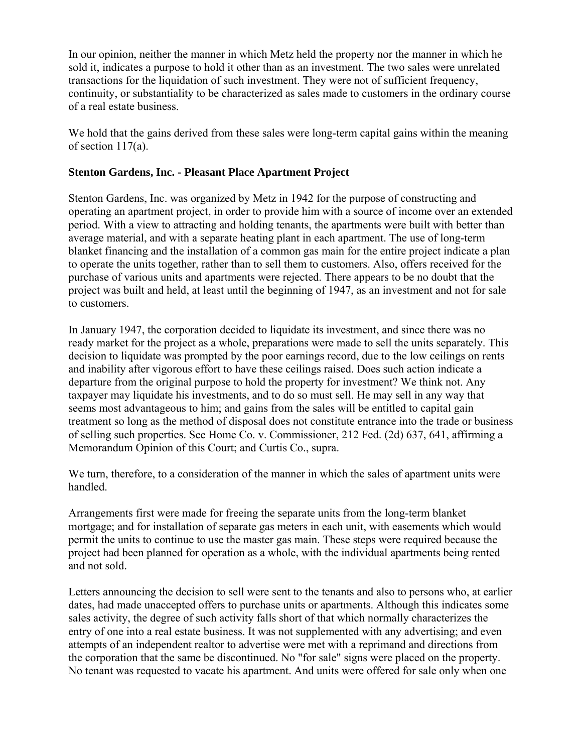In our opinion, neither the manner in which Metz held the property nor the manner in which he sold it, indicates a purpose to hold it other than as an investment. The two sales were unrelated transactions for the liquidation of such investment. They were not of sufficient frequency, continuity, or substantiality to be characterized as sales made to customers in the ordinary course of a real estate business.

We hold that the gains derived from these sales were long-term capital gains within the meaning of section 117(a).

**Stenton Gardens, Inc. - Pleasant Place Apartment Project**

Stenton Gardens, Inc. was organized by Metz in 1942 for the purpose of constructing and operating an apartment project, in order to provide him with a source of income over an extended period. With a view to attracting and holding tenants, the apartments were built with better than average material, and with a separate heating plant in each apartment. The use of long-term blanket financing and the installation of a common gas main for the entire project indicate a plan to operate the units together, rather than to sell them to customers. Also, offers received for the purchase of various units and apartments were rejected. There appears to be no doubt that the project was built and held, at least until the beginning of 1947, as an investment and not for sale to customers.

In January 1947, the corporation decided to liquidate its investment, and since there was no ready market for the project as a whole, preparations were made to sell the units separately. This decision to liquidate was prompted by the poor earnings record, due to the low ceilings on rents and inability after vigorous effort to have these ceilings raised. Does such action indicate a departure from the original purpose to hold the property for investment? We think not. Any taxpayer may liquidate his investments, and to do so must sell. He may sell in any way that seems most advantageous to him; and gains from the sales will be entitled to capital gain treatment so long as the method of disposal does not constitute entrance into the trade or business of selling such properties. See Home Co. v. Commissioner, 212 Fed. (2d) 637, 641, affirming a Memorandum Opinion of this Court; and Curtis Co., supra.

We turn, therefore, to a consideration of the manner in which the sales of apartment units were handled.

Arrangements first were made for freeing the separate units from the long-term blanket mortgage; and for installation of separate gas meters in each unit, with easements which would permit the units to continue to use the master gas main. These steps were required because the project had been planned for operation as a whole, with the individual apartments being rented and not sold.

Letters announcing the decision to sell were sent to the tenants and also to persons who, at earlier dates, had made unaccepted offers to purchase units or apartments. Although this indicates some sales activity, the degree of such activity falls short of that which normally characterizes the entry of one into a real estate business. It was not supplemented with any advertising; and even attempts of an independent realtor to advertise were met with a reprimand and directions from the corporation that the same be discontinued. No "for sale" signs were placed on the property. No tenant was requested to vacate his apartment. And units were offered for sale only when one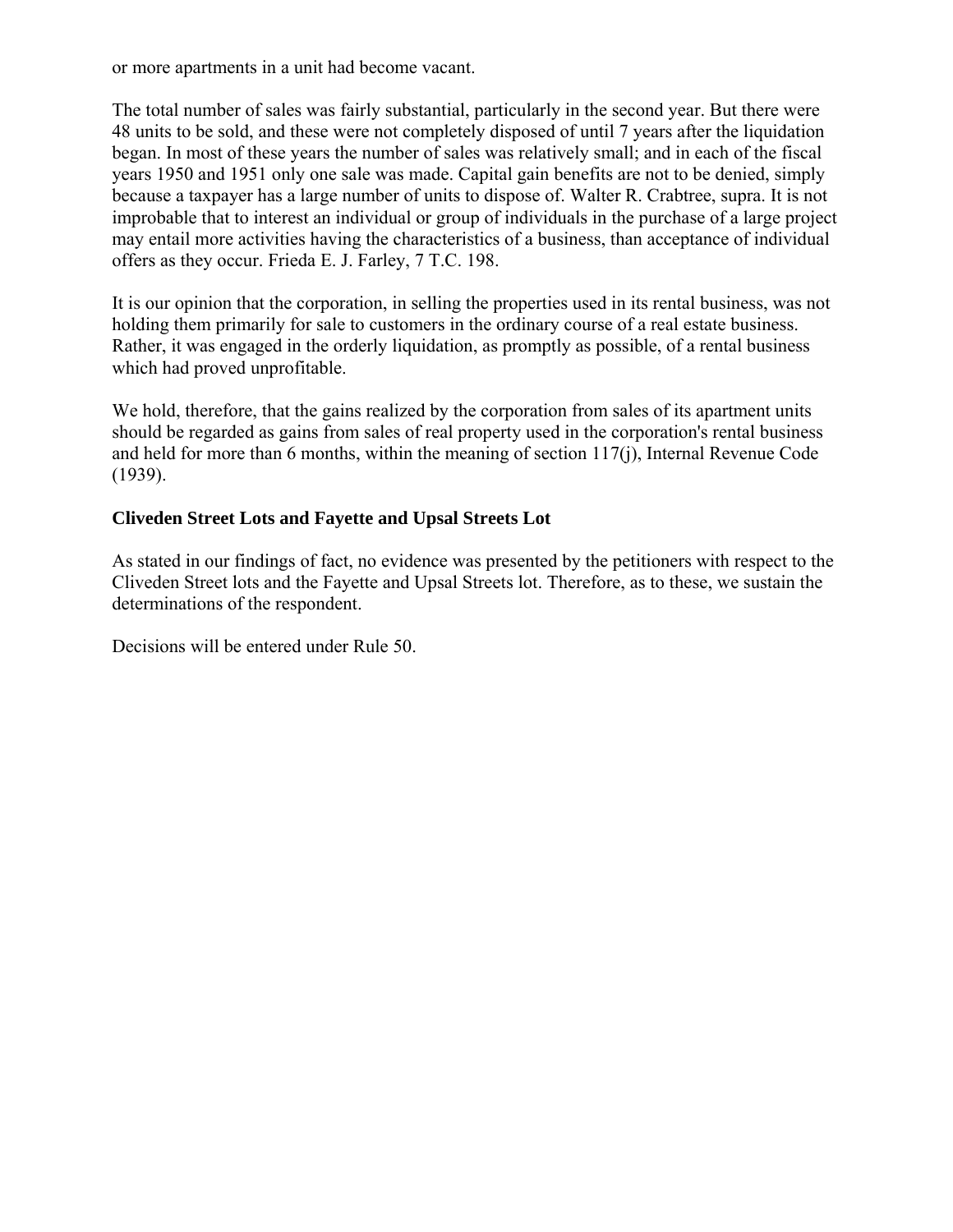or more apartments in a unit had become vacant.

The total number of sales was fairly substantial, particularly in the second year. But there were 48 units to be sold, and these were not completely disposed of until 7 years after the liquidation began. In most of these years the number of sales was relatively small; and in each of the fiscal years 1950 and 1951 only one sale was made. Capital gain benefits are not to be denied, simply because a taxpayer has a large number of units to dispose of. Walter R. Crabtree, supra. It is not improbable that to interest an individual or group of individuals in the purchase of a large project may entail more activities having the characteristics of a business, than acceptance of individual offers as they occur. Frieda E. J. Farley, 7 T.C. 198.

It is our opinion that the corporation, in selling the properties used in its rental business, was not holding them primarily for sale to customers in the ordinary course of a real estate business. Rather, it was engaged in the orderly liquidation, as promptly as possible, of a rental business which had proved unprofitable.

We hold, therefore, that the gains realized by the corporation from sales of its apartment units should be regarded as gains from sales of real property used in the corporation's rental business and held for more than 6 months, within the meaning of section 117(j), Internal Revenue Code (1939).

**Cliveden Street Lots and Fayette and Upsal Streets Lot**

As stated in our findings of fact, no evidence was presented by the petitioners with respect to the Cliveden Street lots and the Fayette and Upsal Streets lot. Therefore, as to these, we sustain the determinations of the respondent.

Decisions will be entered under Rule 50.